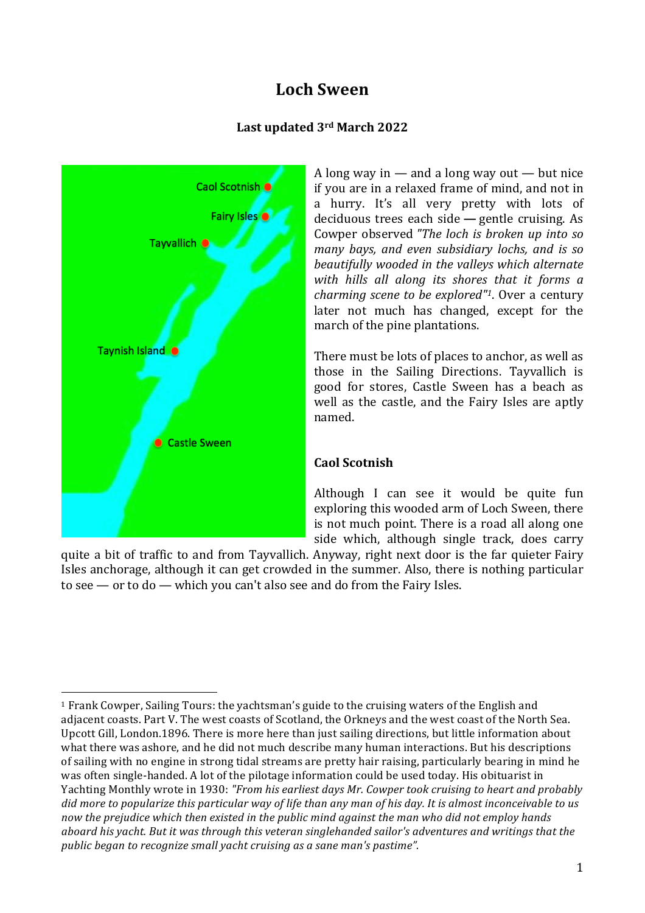# Loch Sween

**Last updated 3rd March 2022**

A long way in — and a long way out — but nice if you are in a relaxed frame of mind, and not in a hurry. It's all very pretty with lots of deciduous trees each side **—** gentle cruising. As Cowper observed *"The loch is broken up into so many bays, and even subsidiary lochs, and is so beautifully wooded in the valleys which alternate with hills all along its shores that it forms a charming scene to be explored"*[1]. Over a century later not much has changed, except for the march of the pine plantations.

There must be lots of places to anchor, as well as those in the Sailing Directions. Tayvallich is good for stores, Castle Sween has a beach as well as the castle, and the Fairy Isles are aptly named.

### Caol Scotnish

Although I can see it would be quite fun exploring this wooded arm of Loch Sween, there is not much point. There is a road all along one side which, although single track, does carry quite a bit of traffic to and from Tayvallich. Anyway, right next door is the far quieter Fairy Isles anchorage, although it can get crowded in the summer. Also, there is nothing particular to see — or to do — which you can't also see and do from the Fairy Isles.

---

[1] Frank Cowper, Sailing Tours: the yachtsman's guide to the cruising waters of the English and adjacent coasts. Part V. The west coasts of Scotland, the Orkneys and the west coast of the North Sea. Upcott Gill, London.1896. There is more here than just sailing directions, but little information about what there was ashore, and he did not much describe many human interactions. But his descriptions of sailing with no engine in strong tidal streams are pretty hair raising, particularly bearing in mind he was often single-handed. A lot of the pilotage information could be used today. His obituarist in Yachting Monthly wrote in 1930: *"From his earliest days Mr. Cowper took cruising to heart and probably did more to popularize this particular way of life than any man of his day. It is almost inconceivable to us now the prejudice which then existed in the public mind against the man who did not employ hands aboard his yacht. But it was through this veteran singlehanded sailor's adventures and writings that the public began to recognize small yacht cruising as a sane man's pastime".*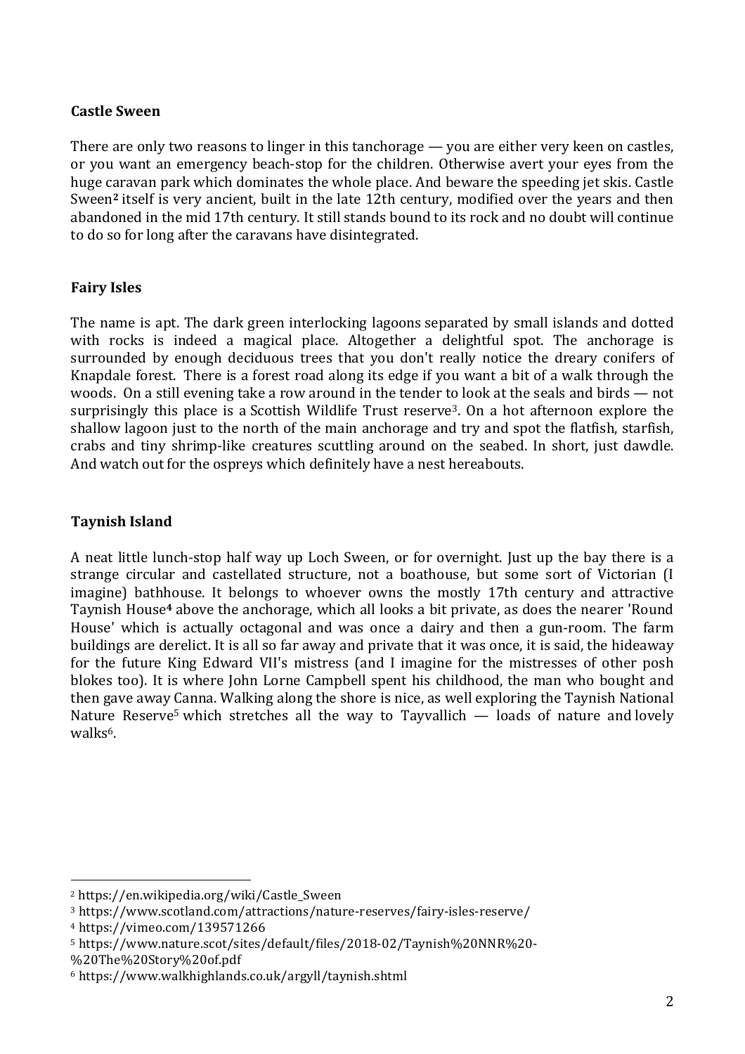**Castle Sween**

There are only two reasons to linger in this tanchorage — you are either very keen on castles, or you want an emergency beach-stop for the children. Otherwise avert your eyes from the huge caravan park which dominates the whole place. And beware the speeding jet skis. Castle Sween[2] itself is very ancient, built in the late 12th century, modified over the years and then abandoned in the mid 17th century. It still stands bound to its rock and no doubt will continue to do so for long after the caravans have disintegrated.

**Fairy Isles**

The name is apt. The dark green interlocking lagoons separated by small islands and dotted with rocks is indeed a magical place. Altogether a delightful spot. The anchorage is surrounded by enough deciduous trees that you don't really notice the dreary conifers of Knapdale forest. There is a forest road along its edge if you want a bit of a walk through the woods. On a still evening take a row around in the tender to look at the seals and birds — not surprisingly this place is a Scottish Wildlife Trust reserve[3]. On a hot afternoon explore the shallow lagoon just to the north of the main anchorage and try and spot the flatfish, starfish, crabs and tiny shrimp-like creatures scuttling around on the seabed. In short, just dawdle. And watch out for the ospreys which definitely have a nest hereabouts.

**Taynish Island**

A neat little lunch-stop half way up Loch Sween, or for overnight. Just up the bay there is a strange circular and castellated structure, not a boathouse, but some sort of Victorian (I imagine) bathhouse. It belongs to whoever owns the mostly 17th century and attractive Taynish House[4] above the anchorage, which all looks a bit private, as does the nearer 'Round House' which is actually octagonal and was once a dairy and then a gun-room. The farm buildings are derelict. It is all so far away and private that it was once, it is said, the hideaway for the future King Edward VII's mistress (and I imagine for the mistresses of other posh blokes too). It is where John Lorne Campbell spent his childhood, the man who bought and then gave away Canna. Walking along the shore is nice, as well exploring the Taynish National Nature Reserve[5] which stretches all the way to Tayvallich — loads of nature and lovely walks[6].

---

[2] https://en.wikipedia.org/wiki/Castle_Sween

[3] https://www.scotland.com/attractions/nature-reserves/fairy-isles-reserve/

[4] https://vimeo.com/139571266

[5] https://www.nature.scot/sites/default/files/2018-02/Taynish%20NNR%20-%20The%20Story%20of.pdf

[6] https://www.walkhighlands.co.uk/argyll/taynish.shtml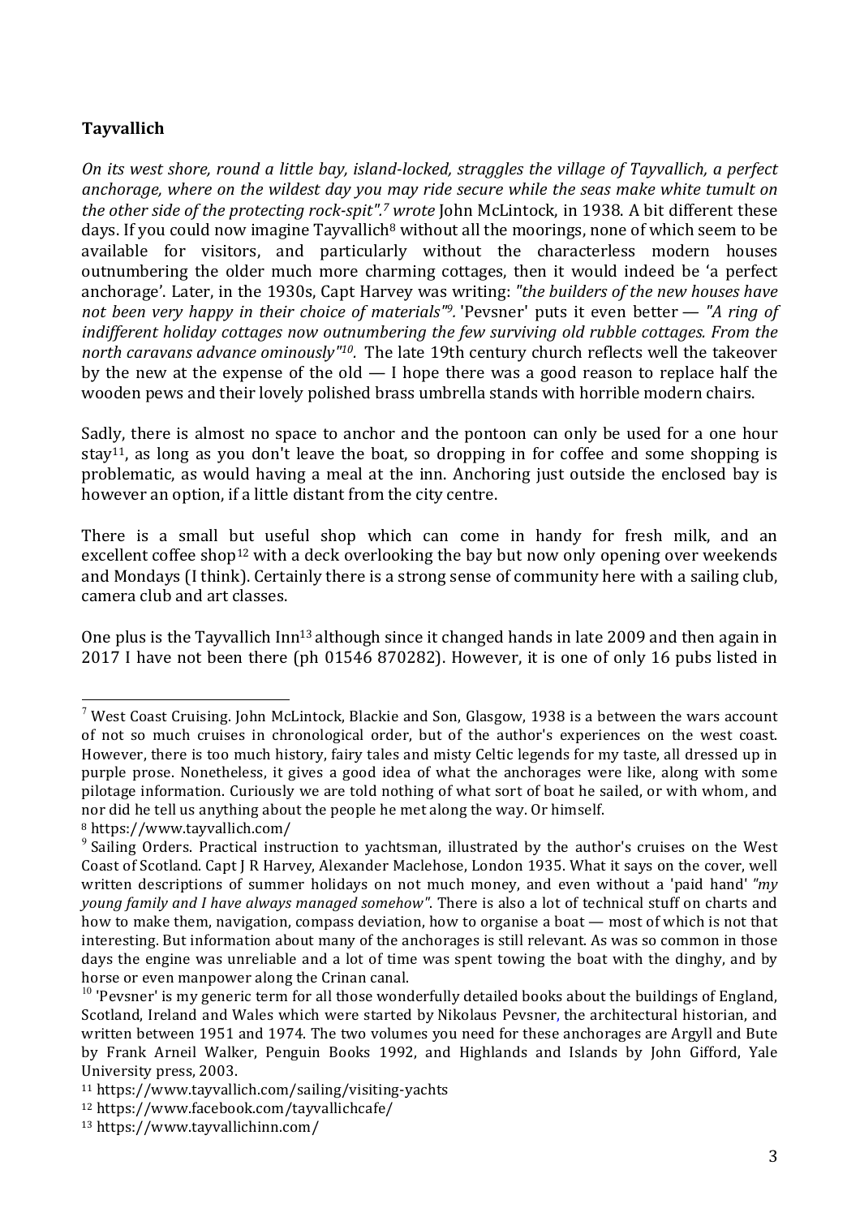**Tayvallich**

*On its west shore, round a little bay, island-locked, straggles the village of Tayvallich, a perfect anchorage, where on the wildest day you may ride secure while the seas make white tumult on the other side of the protecting rock-spit".[7] wrote* John McLintock, in 1938. A bit different these days. If you could now imagine Tayvallich[8] without all the moorings, none of which seem to be available for visitors, and particularly without the characterless modern houses outnumbering the older much more charming cottages, then it would indeed be 'a perfect anchorage'. Later, in the 1930s, Capt Harvey was writing: *"the builders of the new houses have not been very happy in their choice of materials"[9].* 'Pevsner' puts it even better — *"A ring of indifferent holiday cottages now outnumbering the few surviving old rubble cottages. From the north caravans advance ominously"[10].* The late 19th century church reflects well the takeover by the new at the expense of the old — I hope there was a good reason to replace half the wooden pews and their lovely polished brass umbrella stands with horrible modern chairs.

Sadly, there is almost no space to anchor and the pontoon can only be used for a one hour stay[11], as long as you don't leave the boat, so dropping in for coffee and some shopping is problematic, as would having a meal at the inn. Anchoring just outside the enclosed bay is however an option, if a little distant from the city centre.

There is a small but useful shop which can come in handy for fresh milk, and an excellent coffee shop[12] with a deck overlooking the bay but now only opening over weekends and Mondays (I think). Certainly there is a strong sense of community here with a sailing club, camera club and art classes.

One plus is the Tayvallich Inn[13] although since it changed hands in late 2009 and then again in 2017 I have not been there (ph 01546 870282). However, it is one of only 16 pubs listed in

---

[7] West Coast Cruising. John McLintock, Blackie and Son, Glasgow, 1938 is a between the wars account of not so much cruises in chronological order, but of the author's experiences on the west coast. However, there is too much history, fairy tales and misty Celtic legends for my taste, all dressed up in purple prose. Nonetheless, it gives a good idea of what the anchorages were like, along with some pilotage information. Curiously we are told nothing of what sort of boat he sailed, or with whom, and nor did he tell us anything about the people he met along the way. Or himself.

[8] https://www.tayvallich.com/

[9] Sailing Orders. Practical instruction to yachtsman, illustrated by the author's cruises on the West Coast of Scotland. Capt J R Harvey, Alexander Maclehose, London 1935. What it says on the cover, well written descriptions of summer holidays on not much money, and even without a 'paid hand' *"my young family and I have always managed somehow"*. There is also a lot of technical stuff on charts and how to make them, navigation, compass deviation, how to organise a boat — most of which is not that interesting. But information about many of the anchorages is still relevant. As was so common in those days the engine was unreliable and a lot of time was spent towing the boat with the dinghy, and by horse or even manpower along the Crinan canal.

[10] 'Pevsner' is my generic term for all those wonderfully detailed books about the buildings of England, Scotland, Ireland and Wales which were started by Nikolaus Pevsner, the architectural historian, and written between 1951 and 1974. The two volumes you need for these anchorages are Argyll and Bute by Frank Arneil Walker, Penguin Books 1992, and Highlands and Islands by John Gifford, Yale University press, 2003.

[11] https://www.tayvallich.com/sailing/visiting-yachts

[12] https://www.facebook.com/tayvallichcafe/

[13] https://www.tayvallichinn.com/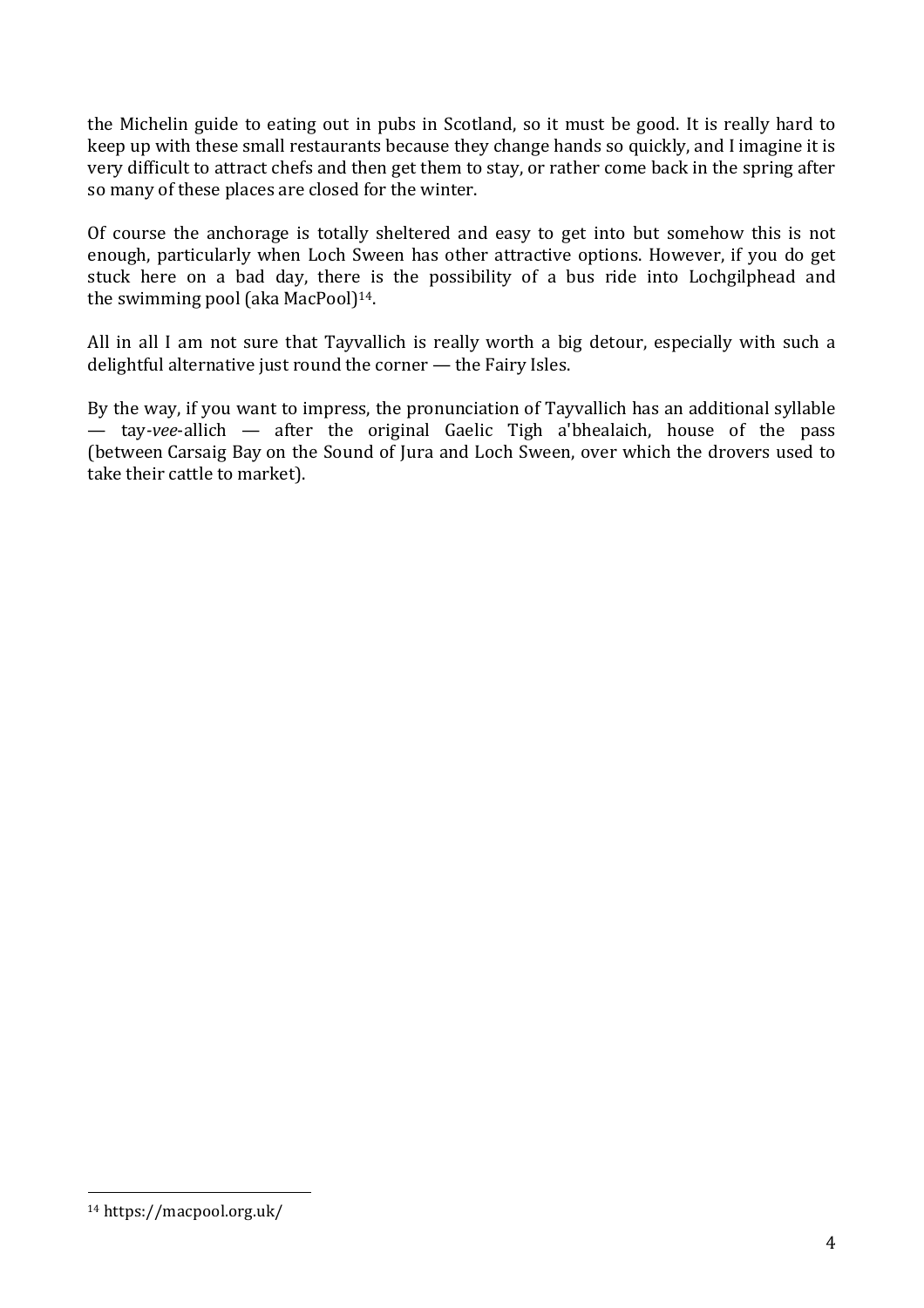the Michelin guide to eating out in pubs in Scotland, so it must be good. It is really hard to keep up with these small restaurants because they change hands so quickly, and I imagine it is very difficult to attract chefs and then get them to stay, or rather come back in the spring after so many of these places are closed for the winter.

Of course the anchorage is totally sheltered and easy to get into but somehow this is not enough, particularly when Loch Sween has other attractive options. However, if you do get stuck here on a bad day, there is the possibility of a bus ride into Lochgilphead and the swimming pool (aka MacPool)[14].

All in all I am not sure that Tayvallich is really worth a big detour, especially with such a delightful alternative just round the corner — the Fairy Isles.

By the way, if you want to impress, the pronunciation of Tayvallich has an additional syllable — tay-*vee*-allich — after the original Gaelic Tigh a'bhealaich, house of the pass (between Carsaig Bay on the Sound of Jura and Loch Sween, over which the drovers used to take their cattle to market).

---

[14] https://macpool.org.uk/